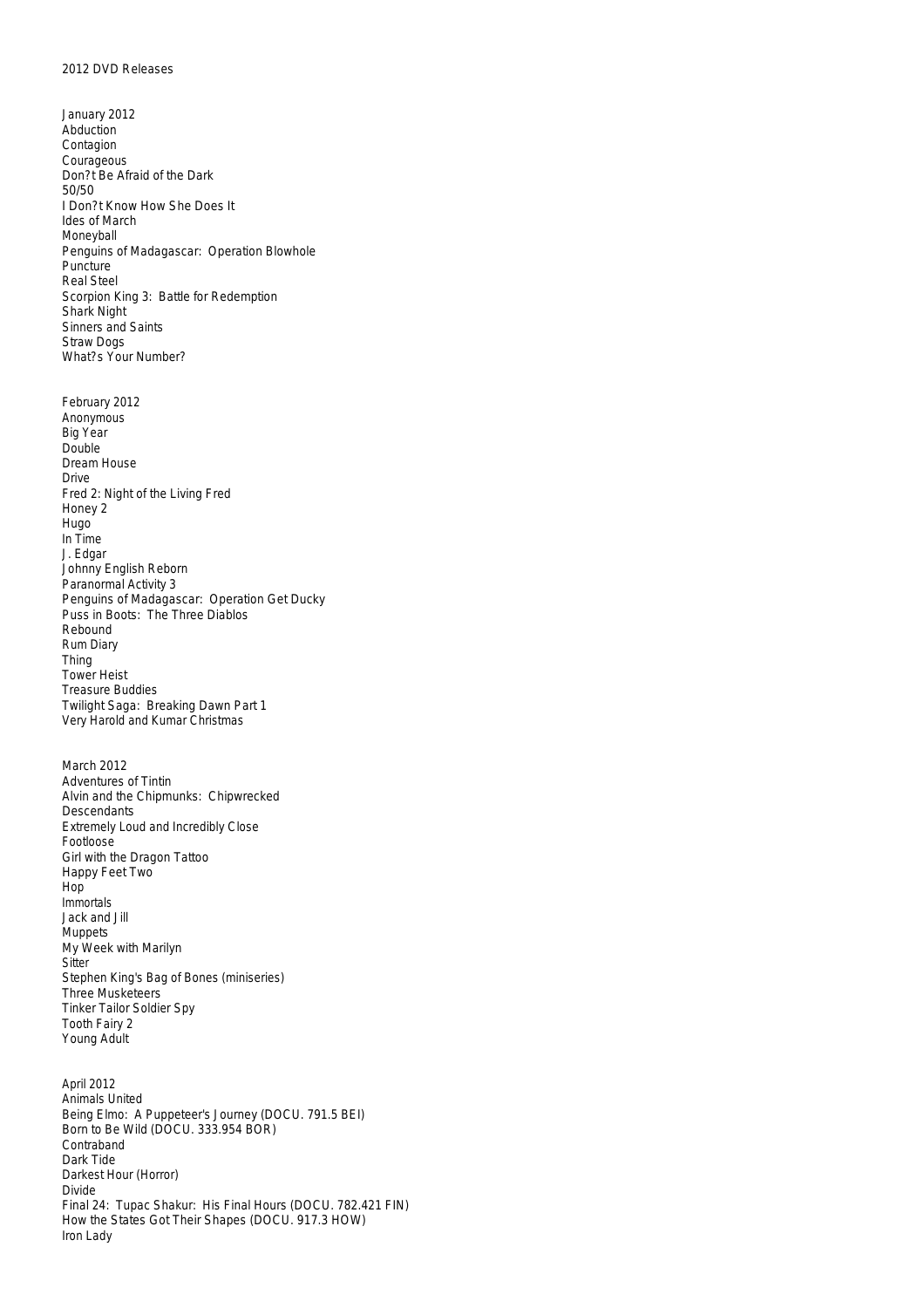# 2012 DVD Releases

## January 2012

Abduction
Contagion
Courageous
Don?t Be Afraid of the Dark
50/50
I Don?t Know How She Does It
Ides of March
Moneyball
Penguins of Madagascar:  Operation Blowhole
Puncture
Real Steel
Scorpion King 3:  Battle for Redemption
Shark Night
Sinners and Saints
Straw Dogs
What?s Your Number?

## February 2012

Anonymous
Big Year
Double
Dream House
Drive
Fred 2: Night of the Living Fred
Honey 2
Hugo
In Time
J. Edgar
Johnny English Reborn
Paranormal Activity 3
Penguins of Madagascar:  Operation Get Ducky
Puss in Boots:  The Three Diablos
Rebound
Rum Diary
Thing
Tower Heist
Treasure Buddies
Twilight Saga:  Breaking Dawn Part 1
Very Harold and Kumar Christmas

## March 2012

Adventures of Tintin
Alvin and the Chipmunks:  Chipwrecked
Descendants
Extremely Loud and Incredibly Close
Footloose
Girl with the Dragon Tattoo
Happy Feet Two
Hop
Immortals
Jack and Jill
Muppets
My Week with Marilyn
Sitter
Stephen King's Bag of Bones (miniseries)
Three Musketeers
Tinker Tailor Soldier Spy
Tooth Fairy 2
Young Adult

## April 2012

Animals United
Being Elmo:  A Puppeteer's Journey (DOCU. 791.5 BEI)
Born to Be Wild (DOCU. 333.954 BOR)
Contraband
Dark Tide
Darkest Hour (Horror)
Divide
Final 24:  Tupac Shakur:  His Final Hours (DOCU. 782.421 FIN)
How the States Got Their Shapes (DOCU. 917.3 HOW)
Iron Lady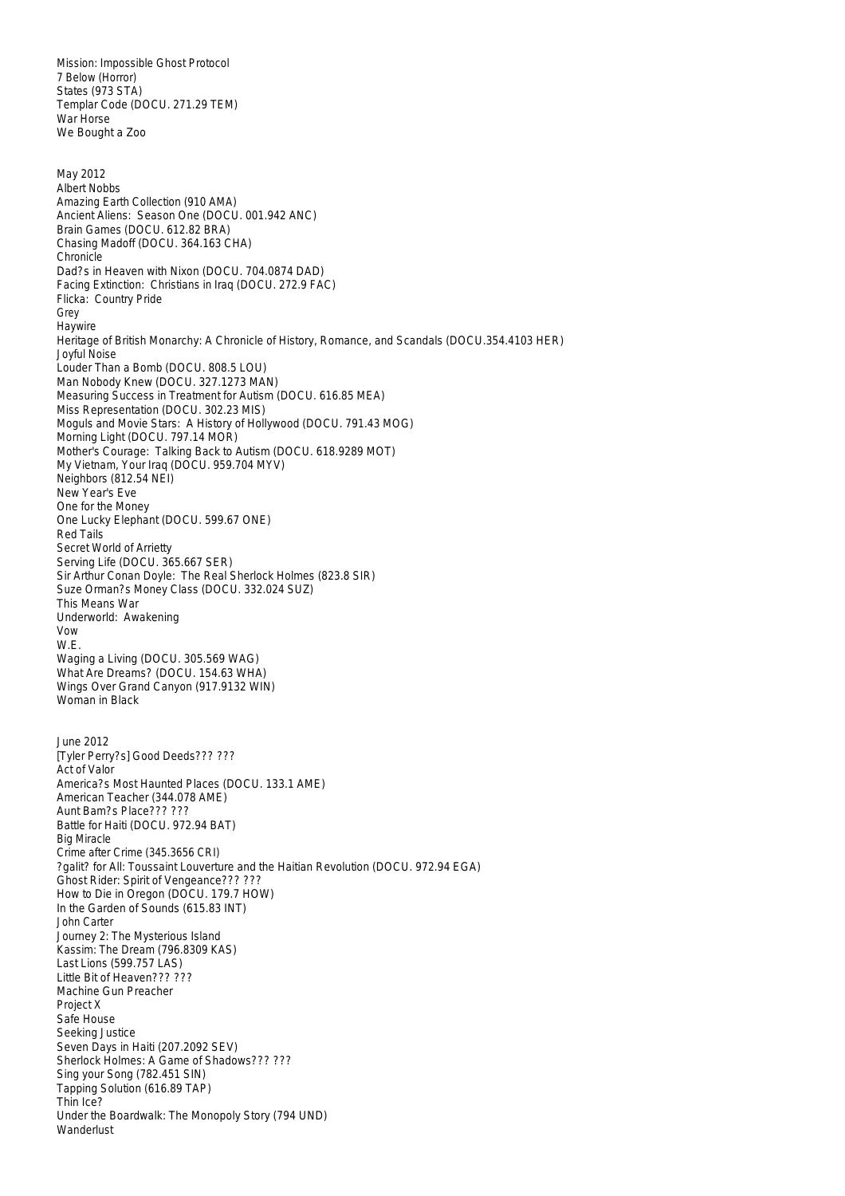Mission: Impossible Ghost Protocol
7 Below (Horror)
States (973 STA)
Templar Code (DOCU. 271.29 TEM)
War Horse
We Bought a Zoo

May 2012
Albert Nobbs
Amazing Earth Collection (910 AMA)
Ancient Aliens: Season One (DOCU. 001.942 ANC)
Brain Games (DOCU. 612.82 BRA)
Chasing Madoff (DOCU. 364.163 CHA)
Chronicle
Dad?s in Heaven with Nixon (DOCU. 704.0874 DAD)
Facing Extinction: Christians in Iraq (DOCU. 272.9 FAC)
Flicka: Country Pride
Grey
Haywire
Heritage of British Monarchy: A Chronicle of History, Romance, and Scandals (DOCU.354.4103 HER)
Joyful Noise
Louder Than a Bomb (DOCU. 808.5 LOU)
Man Nobody Knew (DOCU. 327.1273 MAN)
Measuring Success in Treatment for Autism (DOCU. 616.85 MEA)
Miss Representation (DOCU. 302.23 MIS)
Moguls and Movie Stars: A History of Hollywood (DOCU. 791.43 MOG)
Morning Light (DOCU. 797.14 MOR)
Mother's Courage: Talking Back to Autism (DOCU. 618.9289 MOT)
My Vietnam, Your Iraq (DOCU. 959.704 MYV)
Neighbors (812.54 NEI)
New Year's Eve
One for the Money
One Lucky Elephant (DOCU. 599.67 ONE)
Red Tails
Secret World of Arrietty
Serving Life (DOCU. 365.667 SER)
Sir Arthur Conan Doyle: The Real Sherlock Holmes (823.8 SIR)
Suze Orman?s Money Class (DOCU. 332.024 SUZ)
This Means War
Underworld: Awakening
Vow
W.E.
Waging a Living (DOCU. 305.569 WAG)
What Are Dreams? (DOCU. 154.63 WHA)
Wings Over Grand Canyon (917.9132 WIN)
Woman in Black

June 2012
[Tyler Perry?s] Good Deeds??? ???
Act of Valor
America?s Most Haunted Places (DOCU. 133.1 AME)
American Teacher (344.078 AME)
Aunt Bam?s Place??? ???
Battle for Haiti (DOCU. 972.94 BAT)
Big Miracle
Crime after Crime (345.3656 CRI)
?galit? for All: Toussaint Louverture and the Haitian Revolution (DOCU. 972.94 EGA)
Ghost Rider: Spirit of Vengeance??? ???
How to Die in Oregon (DOCU. 179.7 HOW)
In the Garden of Sounds (615.83 INT)
John Carter
Journey 2: The Mysterious Island
Kassim: The Dream (796.8309 KAS)
Last Lions (599.757 LAS)
Little Bit of Heaven??? ???
Machine Gun Preacher
Project X
Safe House
Seeking Justice
Seven Days in Haiti (207.2092 SEV)
Sherlock Holmes: A Game of Shadows??? ???
Sing your Song (782.451 SIN)
Tapping Solution (616.89 TAP)
Thin Ice?
Under the Boardwalk: The Monopoly Story (794 UND)
Wanderlust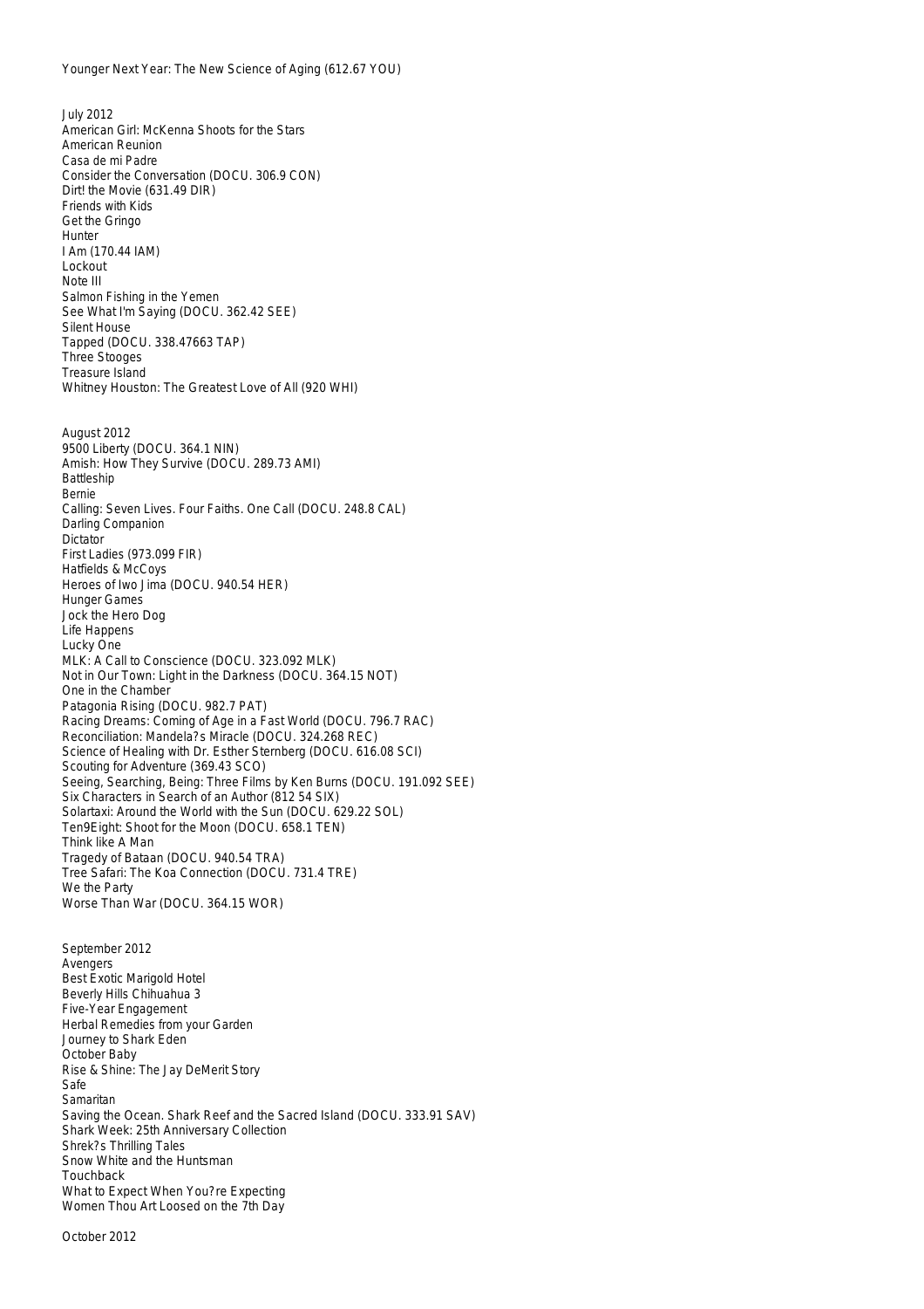Younger Next Year: The New Science of Aging (612.67 YOU)

July 2012
American Girl: McKenna Shoots for the Stars
American Reunion
Casa de mi Padre
Consider the Conversation (DOCU. 306.9 CON)
Dirt! the Movie (631.49 DIR)
Friends with Kids
Get the Gringo
Hunter
I Am (170.44 IAM)
Lockout
Note III
Salmon Fishing in the Yemen
See What I'm Saying (DOCU. 362.42 SEE)
Silent House
Tapped (DOCU. 338.47663 TAP)
Three Stooges
Treasure Island
Whitney Houston: The Greatest Love of All (920 WHI)

August 2012
9500 Liberty (DOCU. 364.1 NIN)
Amish: How They Survive (DOCU. 289.73 AMI)
Battleship
Bernie
Calling: Seven Lives. Four Faiths. One Call (DOCU. 248.8 CAL)
Darling Companion
Dictator
First Ladies (973.099 FIR)
Hatfields & McCoys
Heroes of Iwo Jima (DOCU. 940.54 HER)
Hunger Games
Jock the Hero Dog
Life Happens
Lucky One
MLK: A Call to Conscience (DOCU. 323.092 MLK)
Not in Our Town: Light in the Darkness (DOCU. 364.15 NOT)
One in the Chamber
Patagonia Rising (DOCU. 982.7 PAT)
Racing Dreams: Coming of Age in a Fast World (DOCU. 796.7 RAC)
Reconciliation: Mandela?s Miracle (DOCU. 324.268 REC)
Science of Healing with Dr. Esther Sternberg (DOCU. 616.08 SCI)
Scouting for Adventure (369.43 SCO)
Seeing, Searching, Being: Three Films by Ken Burns (DOCU. 191.092 SEE)
Six Characters in Search of an Author (812 54 SIX)
Solartaxi: Around the World with the Sun (DOCU. 629.22 SOL)
Ten9Eight: Shoot for the Moon (DOCU. 658.1 TEN)
Think like A Man
Tragedy of Bataan (DOCU. 940.54 TRA)
Tree Safari: The Koa Connection (DOCU. 731.4 TRE)
We the Party
Worse Than War (DOCU. 364.15 WOR)

September 2012
Avengers
Best Exotic Marigold Hotel
Beverly Hills Chihuahua 3
Five-Year Engagement
Herbal Remedies from your Garden
Journey to Shark Eden
October Baby
Rise & Shine: The Jay DeMerit Story
Safe
Samaritan
Saving the Ocean. Shark Reef and the Sacred Island (DOCU. 333.91 SAV)
Shark Week: 25th Anniversary Collection
Shrek?s Thrilling Tales
Snow White and the Huntsman
Touchback
What to Expect When You?re Expecting
Women Thou Art Loosed on the 7th Day

October 2012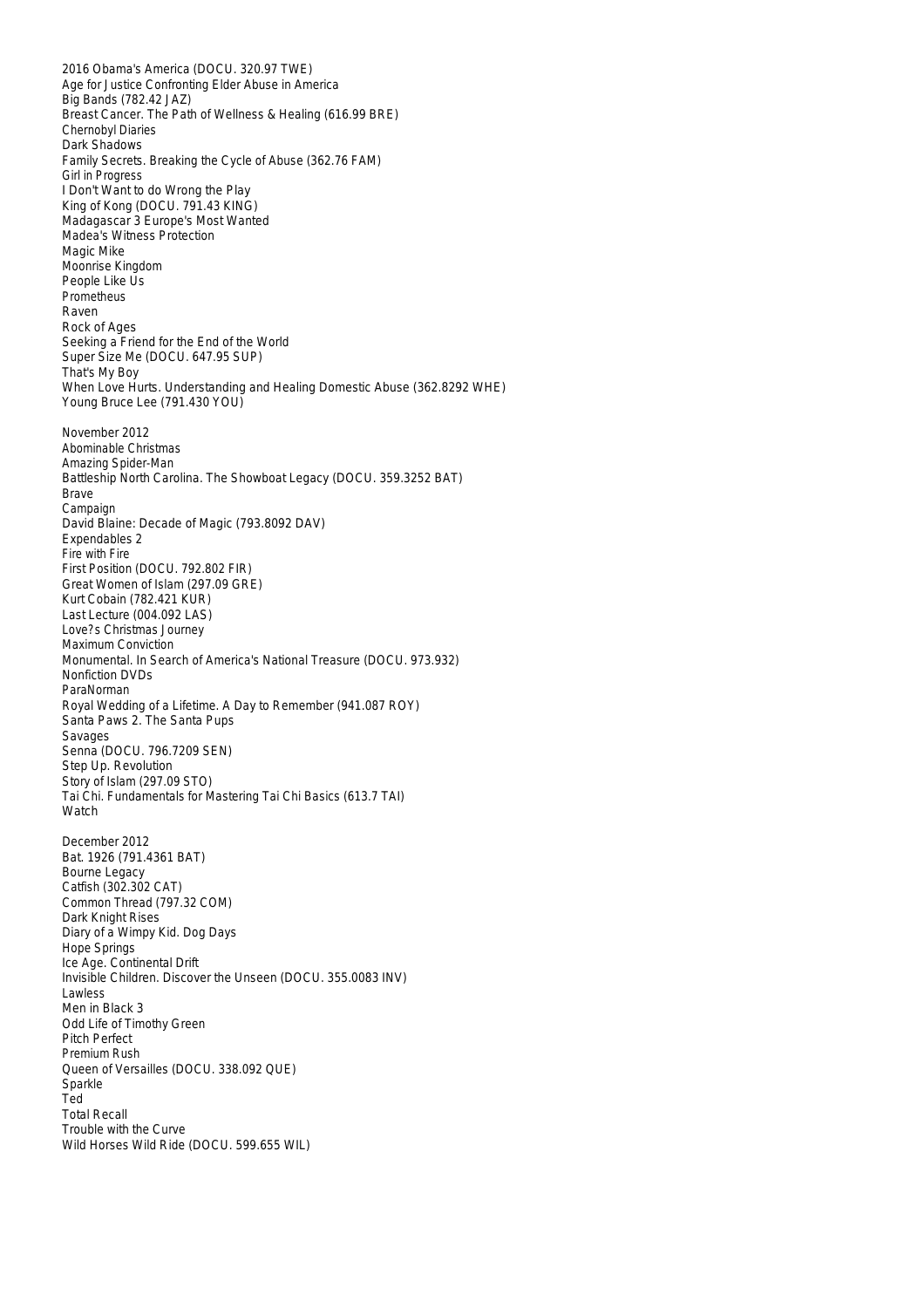2016 Obama's America (DOCU. 320.97 TWE)
Age for Justice Confronting Elder Abuse in America
Big Bands (782.42 JAZ)
Breast Cancer. The Path of Wellness & Healing (616.99 BRE)
Chernobyl Diaries
Dark Shadows
Family Secrets. Breaking the Cycle of Abuse (362.76 FAM)
Girl in Progress
I Don't Want to do Wrong the Play
King of Kong (DOCU. 791.43 KING)
Madagascar 3 Europe's Most Wanted
Madea's Witness Protection
Magic Mike
Moonrise Kingdom
People Like Us
Prometheus
Raven
Rock of Ages
Seeking a Friend for the End of the World
Super Size Me (DOCU. 647.95 SUP)
That's My Boy
When Love Hurts. Understanding and Healing Domestic Abuse (362.8292 WHE)
Young Bruce Lee (791.430 YOU)

November 2012
Abominable Christmas
Amazing Spider-Man
Battleship North Carolina. The Showboat Legacy (DOCU. 359.3252 BAT)
Brave
Campaign
David Blaine: Decade of Magic (793.8092 DAV)
Expendables 2
Fire with Fire
First Position (DOCU. 792.802 FIR)
Great Women of Islam (297.09 GRE)
Kurt Cobain (782.421 KUR)
Last Lecture (004.092 LAS)
Love?s Christmas Journey
Maximum Conviction
Monumental. In Search of America's National Treasure (DOCU. 973.932)
Nonfiction DVDs
ParaNorman
Royal Wedding of a Lifetime. A Day to Remember (941.087 ROY)
Santa Paws 2. The Santa Pups
Savages
Senna (DOCU. 796.7209 SEN)
Step Up. Revolution
Story of Islam (297.09 STO)
Tai Chi. Fundamentals for Mastering Tai Chi Basics (613.7 TAI)
Watch

December 2012
Bat. 1926 (791.4361 BAT)
Bourne Legacy
Catfish (302.302 CAT)
Common Thread (797.32 COM)
Dark Knight Rises
Diary of a Wimpy Kid. Dog Days
Hope Springs
Ice Age. Continental Drift
Invisible Children. Discover the Unseen (DOCU. 355.0083 INV)
Lawless
Men in Black 3
Odd Life of Timothy Green
Pitch Perfect
Premium Rush
Queen of Versailles (DOCU. 338.092 QUE)
Sparkle
Ted
Total Recall
Trouble with the Curve
Wild Horses Wild Ride (DOCU. 599.655 WIL)